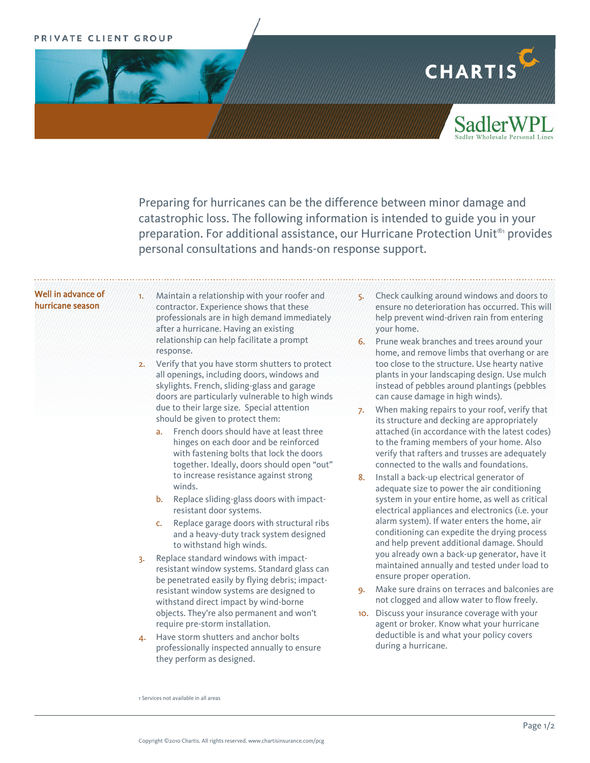PRIVATE CLIENT GROUP

CHARTIS

SadlerWPL
Sadler Wholesale Personal Lines

Preparing for hurricanes can be the difference between minor damage and catastrophic loss. The following information is intended to guide you in your preparation. For additional assistance, our Hurricane Protection Unit®[1] provides personal consultations and hands-on response support.

## Well in advance of hurricane season

1. Maintain a relationship with your roofer and contractor. Experience shows that these professionals are in high demand immediately after a hurricane. Having an existing relationship can help facilitate a prompt response.
2. Verify that you have storm shutters to protect all openings, including doors, windows and skylights. French, sliding-glass and garage doors are particularly vulnerable to high winds due to their large size. Special attention should be given to protect them:
   a. French doors should have at least three hinges on each door and be reinforced with fastening bolts that lock the doors together. Ideally, doors should open "out" to increase resistance against strong winds.
   b. Replace sliding-glass doors with impact-resistant door systems.
   c. Replace garage doors with structural ribs and a heavy-duty track system designed to withstand high winds.
3. Replace standard windows with impact-resistant window systems. Standard glass can be penetrated easily by flying debris; impact-resistant window systems are designed to withstand direct impact by wind-borne objects. They're also permanent and won't require pre-storm installation.
4. Have storm shutters and anchor bolts professionally inspected annually to ensure they perform as designed.
5. Check caulking around windows and doors to ensure no deterioration has occurred. This will help prevent wind-driven rain from entering your home.
6. Prune weak branches and trees around your home, and remove limbs that overhang or are too close to the structure. Use hearty native plants in your landscaping design. Use mulch instead of pebbles around plantings (pebbles can cause damage in high winds).
7. When making repairs to your roof, verify that its structure and decking are appropriately attached (in accordance with the latest codes) to the framing members of your home. Also verify that rafters and trusses are adequately connected to the walls and foundations.
8. Install a back-up electrical generator of adequate size to power the air conditioning system in your entire home, as well as critical electrical appliances and electronics (i.e. your alarm system). If water enters the home, air conditioning can expedite the drying process and help prevent additional damage. Should you already own a back-up generator, have it maintained annually and tested under load to ensure proper operation.
9. Make sure drains on terraces and balconies are not clogged and allow water to flow freely.
10. Discuss your insurance coverage with your agent or broker. Know what your hurricane deductible is and what your policy covers during a hurricane.

[1] Services not available in all areas

Copyright ©2010 Chartis. All rights reserved. www.chartisinsurance.com/pcg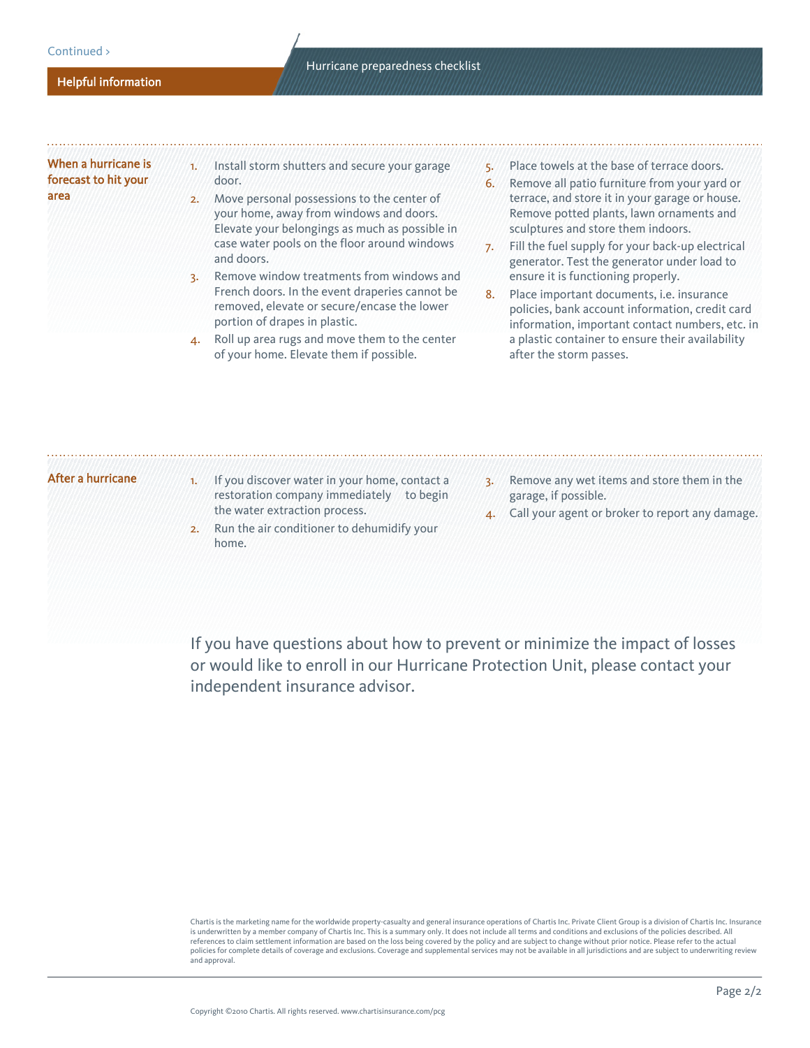Continued ›

**Helpful information**

Hurricane preparedness checklist

## When a hurricane is forecast to hit your area

1. Install storm shutters and secure your garage door.
2. Move personal possessions to the center of your home, away from windows and doors. Elevate your belongings as much as possible in case water pools on the floor around windows and doors.
3. Remove window treatments from windows and French doors. In the event draperies cannot be removed, elevate or secure/encase the lower portion of drapes in plastic.
4. Roll up area rugs and move them to the center of your home. Elevate them if possible.
5. Place towels at the base of terrace doors.
6. Remove all patio furniture from your yard or terrace, and store it in your garage or house. Remove potted plants, lawn ornaments and sculptures and store them indoors.
7. Fill the fuel supply for your back-up electrical generator. Test the generator under load to ensure it is functioning properly.
8. Place important documents, i.e. insurance policies, bank account information, credit card information, important contact numbers, etc. in a plastic container to ensure their availability after the storm passes.

## After a hurricane

1. If you discover water in your home, contact a restoration company immediately to begin the water extraction process.
2. Run the air conditioner to dehumidify your home.
3. Remove any wet items and store them in the garage, if possible.
4. Call your agent or broker to report any damage.

If you have questions about how to prevent or minimize the impact of losses or would like to enroll in our Hurricane Protection Unit, please contact your independent insurance advisor.

Chartis is the marketing name for the worldwide property-casualty and general insurance operations of Chartis Inc. Private Client Group is a division of Chartis Inc. Insurance is underwritten by a member company of Chartis Inc. This is a summary only. It does not include all terms and conditions and exclusions of the policies described. All references to claim settlement information are based on the loss being covered by the policy and are subject to change without prior notice. Please refer to the actual policies for complete details of coverage and exclusions. Coverage and supplemental services may not be available in all jurisdictions and are subject to underwriting review and approval.

Copyright ©2010 Chartis. All rights reserved. www.chartisinsurance.com/pcg